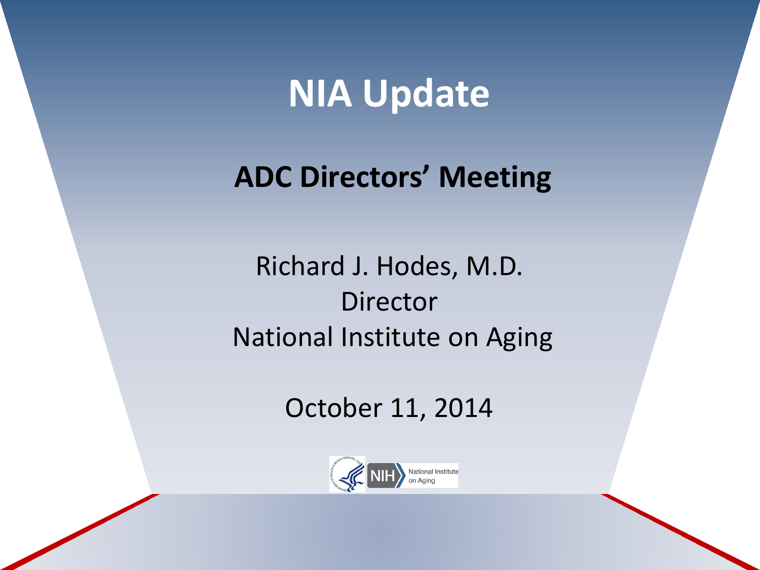# NIA Update

## ADC Directors' Meeting

Richard J. Hodes, M.D.
Director
National Institute on Aging

October 11, 2014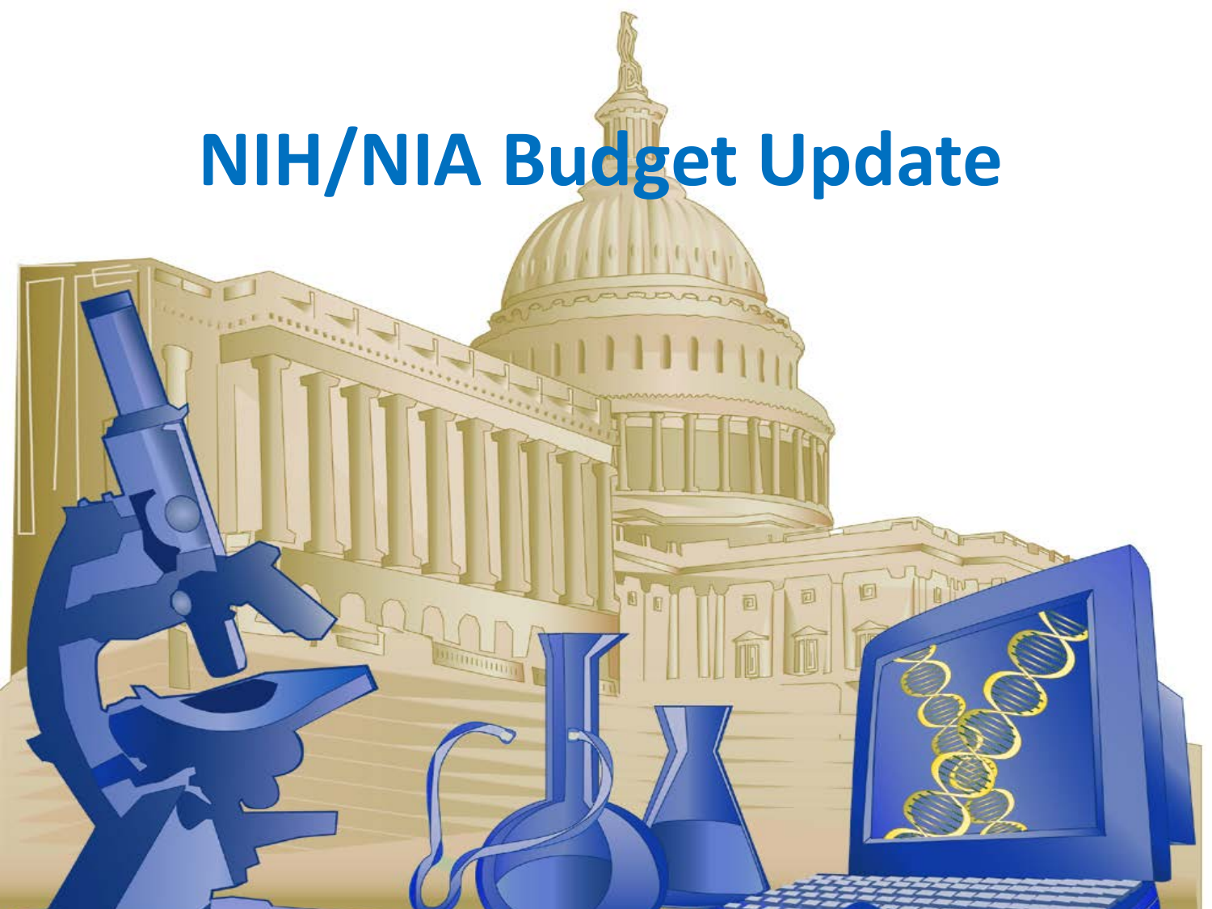# NIH/NIA Budget Update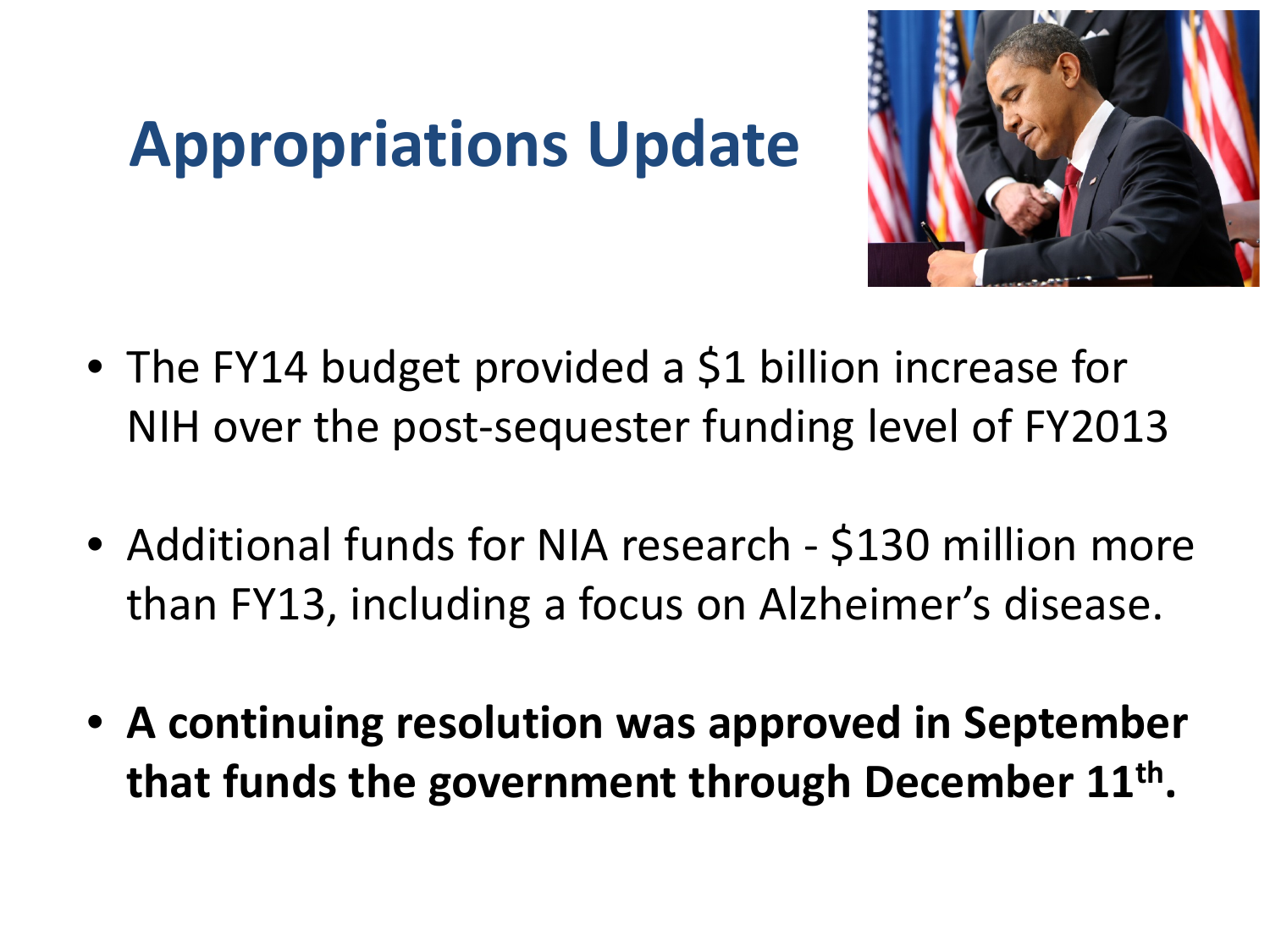# Appropriations Update

- The FY14 budget provided a $1 billion increase for NIH over the post-sequester funding level of FY2013
- Additional funds for NIA research - $130 million more than FY13, including a focus on Alzheimer's disease.
- **A continuing resolution was approved in September that funds the government through December 11th.**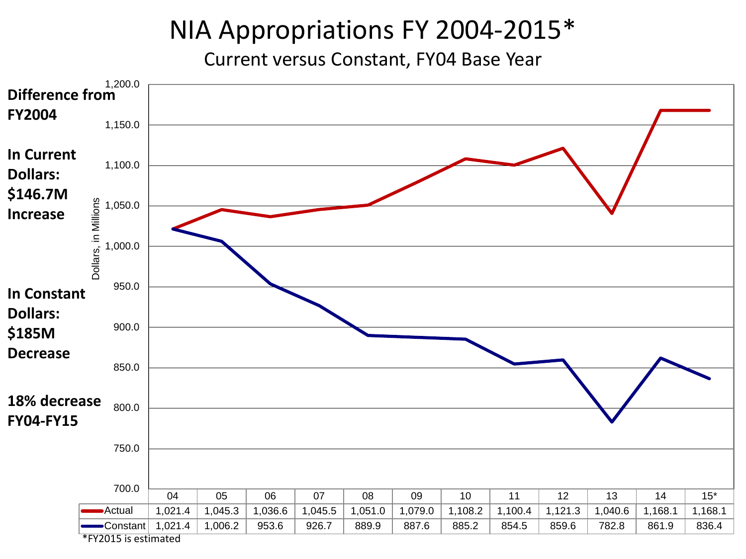# NIA Appropriations FY 2004-2015*

Current versus Constant, FY04 Base Year

**Difference from FY2004**

**In Current Dollars: $146.7M Increase**

**In Constant Dollars: $185M Decrease**

**18% decrease FY04-FY15**

| | 04 | 05 | 06 | 07 | 08 | 09 | 10 | 11 | 12 | 13 | 14 | 15* |
|---|---|---|---|---|---|---|---|---|---|---|---|---|
| Actual | 1,021.4 | 1,045.3 | 1,036.6 | 1,045.5 | 1,051.0 | 1,079.0 | 1,108.2 | 1,100.4 | 1,121.3 | 1,040.6 | 1,168.1 | 1,168.1 |
| Constant | 1,021.4 | 1,006.2 | 953.6 | 926.7 | 889.9 | 887.6 | 885.2 | 854.5 | 859.6 | 782.8 | 861.9 | 836.4 |

Dollars, in Millions

*FY2015 is estimated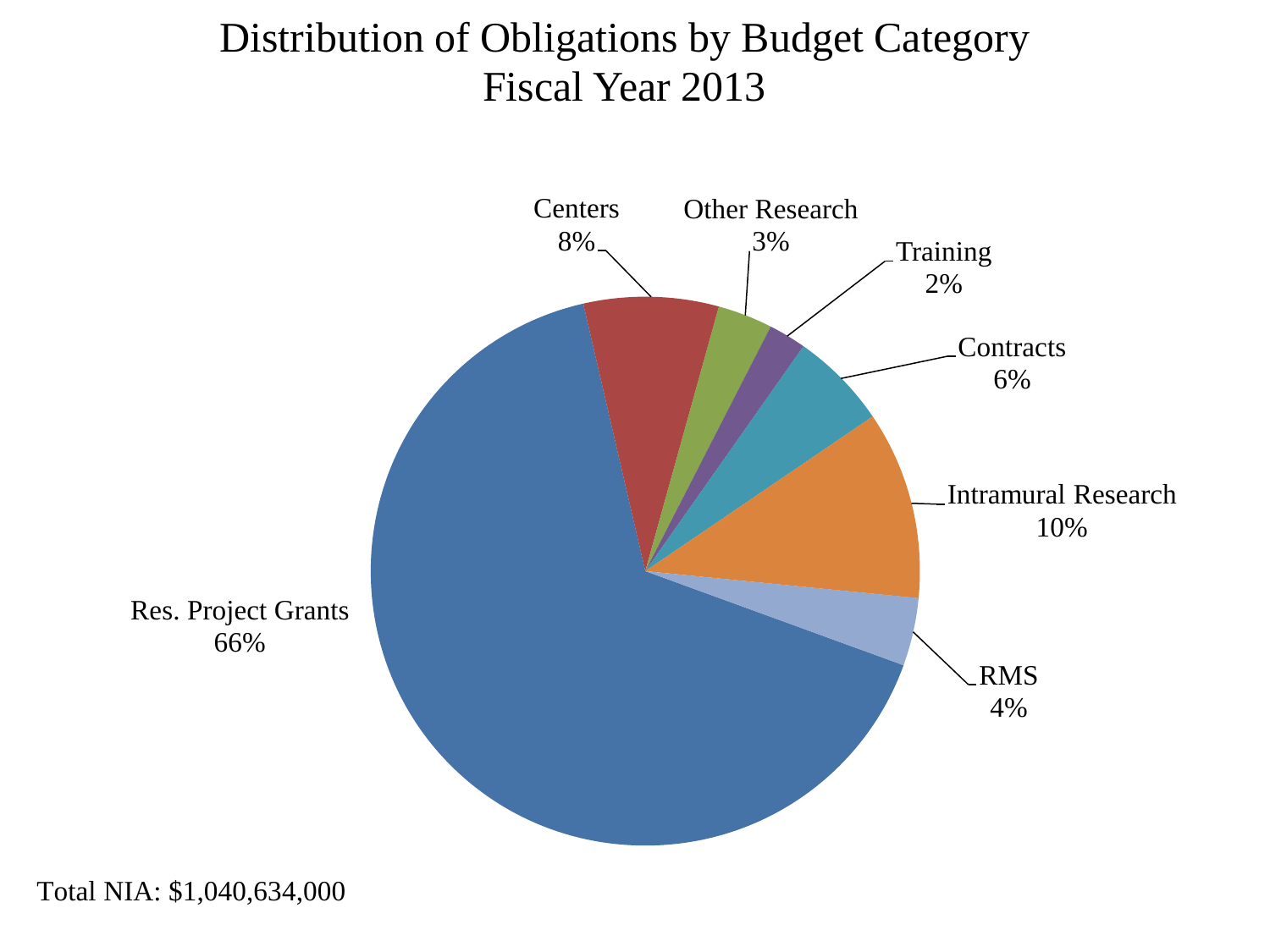# Distribution of Obligations by Budget Category
## Fiscal Year 2013

Centers 8%

Other Research 3%

Training 2%

Contracts 6%

Intramural Research 10%

RMS 4%

Res. Project Grants 66%

Total NIA: $1,040,634,000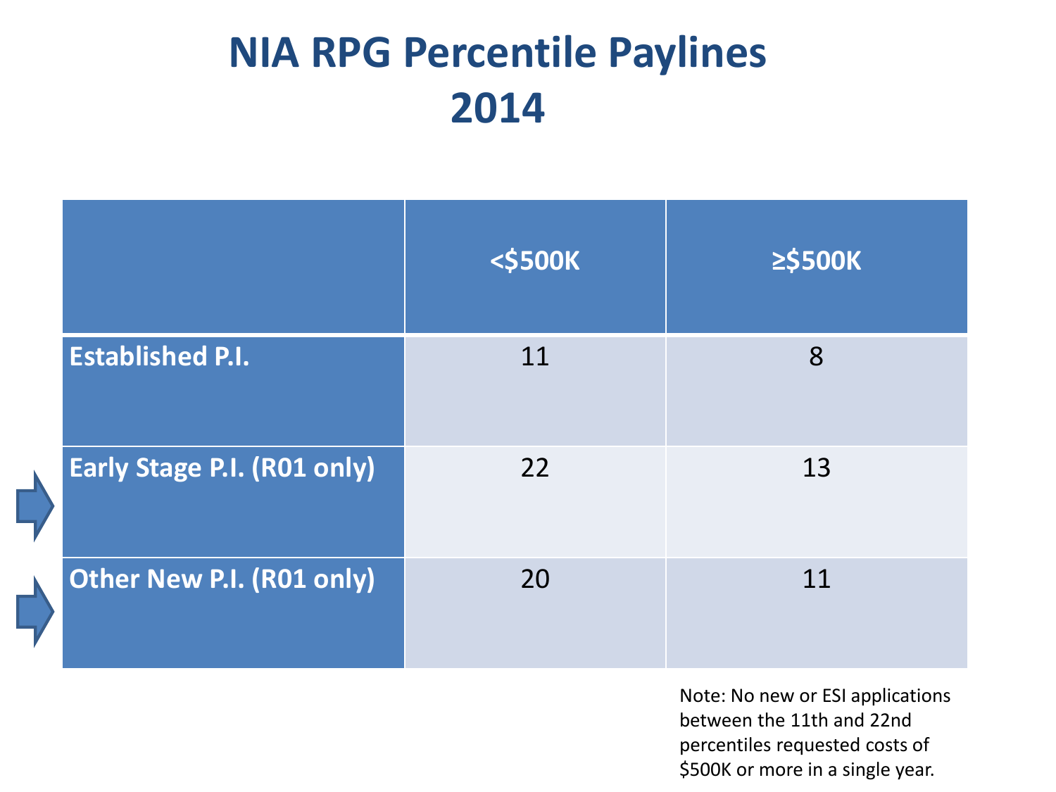# NIA RPG Percentile Paylines 2014

| | <$500K | ≥$500K |
|---|---|---|
| **Established P.I.** | 11 | 8 |
| **Early Stage P.I. (R01 only)** | 22 | 13 |
| **Other New P.I. (R01 only)** | 20 | 11 |

Note: No new or ESI applications between the 11th and 22nd percentiles requested costs of $500K or more in a single year.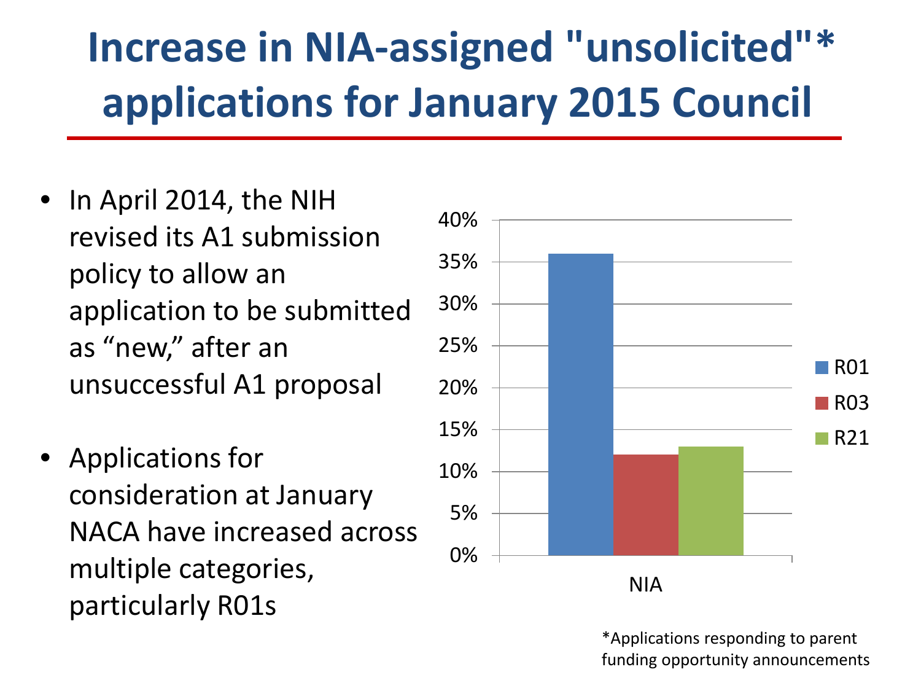# Increase in NIA-assigned "unsolicited"* applications for January 2015 Council

- In April 2014, the NIH revised its A1 submission policy to allow an application to be submitted as “new,” after an unsuccessful A1 proposal
- Applications for consideration at January NACA have increased across multiple categories, particularly R01s

| | R01 | R03 | R21 |
|---|---|---|---|
| NIA | 36% | 12% | 13% |

*Applications responding to parent funding opportunity announcements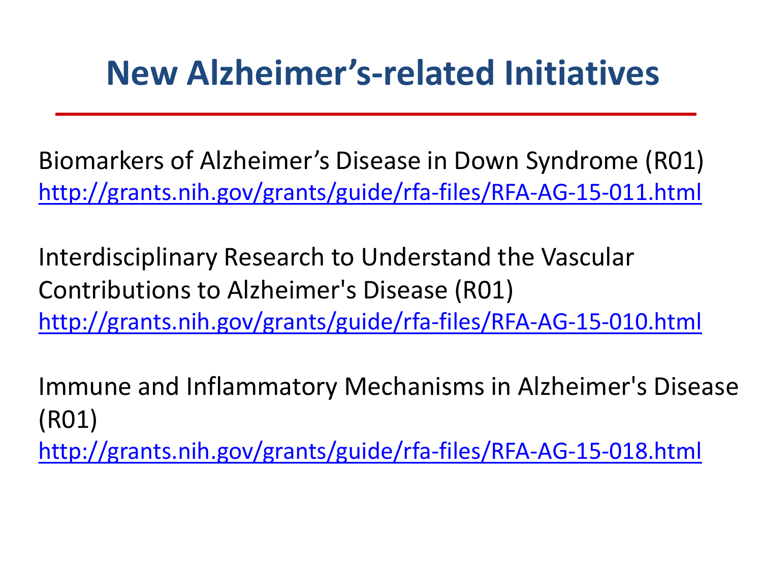# New Alzheimer's-related Initiatives

Biomarkers of Alzheimer's Disease in Down Syndrome (R01)
http://grants.nih.gov/grants/guide/rfa-files/RFA-AG-15-011.html

Interdisciplinary Research to Understand the Vascular Contributions to Alzheimer's Disease (R01)
http://grants.nih.gov/grants/guide/rfa-files/RFA-AG-15-010.html

Immune and Inflammatory Mechanisms in Alzheimer's Disease (R01)
http://grants.nih.gov/grants/guide/rfa-files/RFA-AG-15-018.html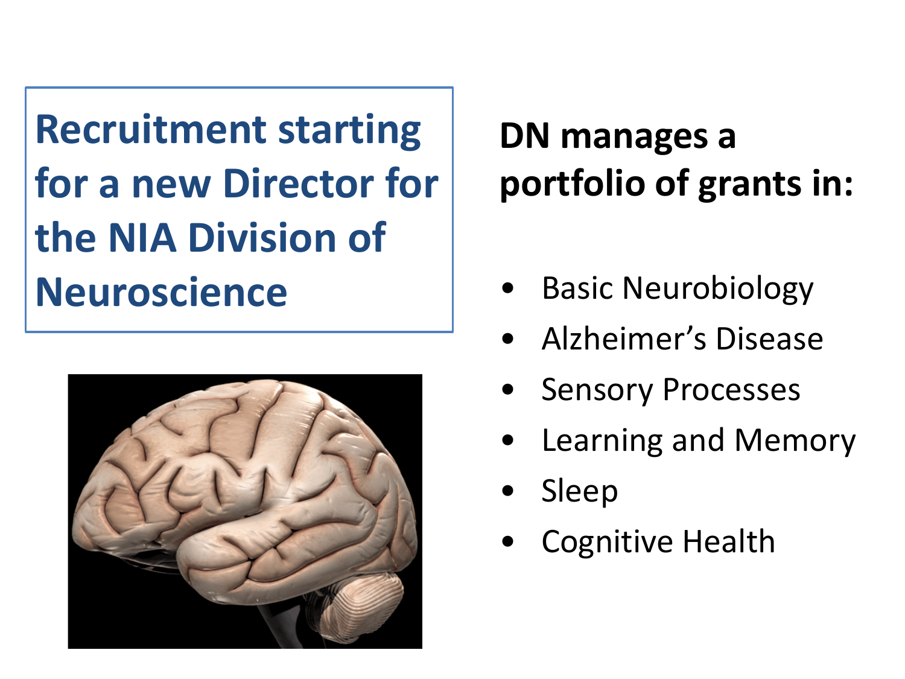**Recruitment starting for a new Director for the NIA Division of Neuroscience**

**DN manages a portfolio of grants in:**

- Basic Neurobiology
- Alzheimer's Disease
- Sensory Processes
- Learning and Memory
- Sleep
- Cognitive Health